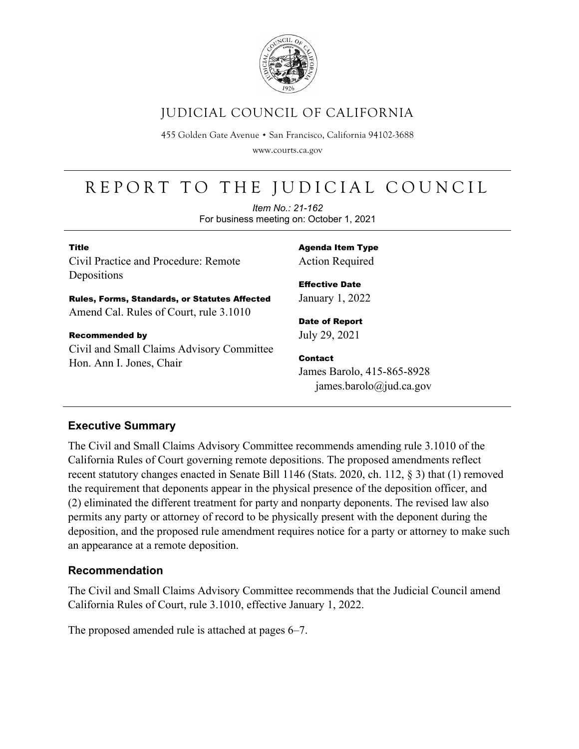# JUDICIAL COUNCIL OF CALIFORNIA

455 Golden Gate Avenue • San Francisco, California 94102-3688

www.courts.ca.gov

# REPORT TO THE JUDICIAL COUNCIL

*Item No.: 21-162*

For business meeting on: October 1, 2021

**Title**

Civil Practice and Procedure: Remote Depositions

**Rules, Forms, Standards, or Statutes Affected**

Amend Cal. Rules of Court, rule 3.1010

**Recommended by**

Civil and Small Claims Advisory Committee
Hon. Ann I. Jones, Chair

**Agenda Item Type**

Action Required

**Effective Date**

January 1, 2022

**Date of Report**

July 29, 2021

**Contact**

James Barolo, 415-865-8928
james.barolo@jud.ca.gov

## Executive Summary

The Civil and Small Claims Advisory Committee recommends amending rule 3.1010 of the California Rules of Court governing remote depositions. The proposed amendments reflect recent statutory changes enacted in Senate Bill 1146 (Stats. 2020, ch. 112, § 3) that (1) removed the requirement that deponents appear in the physical presence of the deposition officer, and (2) eliminated the different treatment for party and nonparty deponents. The revised law also permits any party or attorney of record to be physically present with the deponent during the deposition, and the proposed rule amendment requires notice for a party or attorney to make such an appearance at a remote deposition.

## Recommendation

The Civil and Small Claims Advisory Committee recommends that the Judicial Council amend California Rules of Court, rule 3.1010, effective January 1, 2022.

The proposed amended rule is attached at pages 6–7.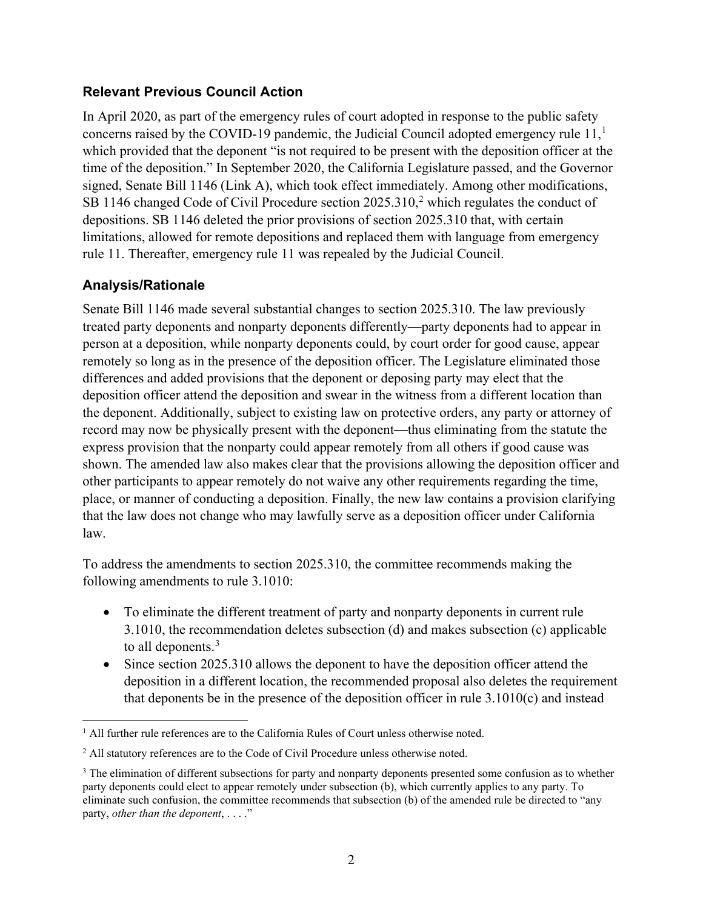## Relevant Previous Council Action

In April 2020, as part of the emergency rules of court adopted in response to the public safety concerns raised by the COVID-19 pandemic, the Judicial Council adopted emergency rule 11,[1] which provided that the deponent "is not required to be present with the deposition officer at the time of the deposition." In September 2020, the California Legislature passed, and the Governor signed, Senate Bill 1146 (Link A), which took effect immediately. Among other modifications, SB 1146 changed Code of Civil Procedure section 2025.310,[2] which regulates the conduct of depositions. SB 1146 deleted the prior provisions of section 2025.310 that, with certain limitations, allowed for remote depositions and replaced them with language from emergency rule 11. Thereafter, emergency rule 11 was repealed by the Judicial Council.

## Analysis/Rationale

Senate Bill 1146 made several substantial changes to section 2025.310. The law previously treated party deponents and nonparty deponents differently—party deponents had to appear in person at a deposition, while nonparty deponents could, by court order for good cause, appear remotely so long as in the presence of the deposition officer. The Legislature eliminated those differences and added provisions that the deponent or deposing party may elect that the deposition officer attend the deposition and swear in the witness from a different location than the deponent. Additionally, subject to existing law on protective orders, any party or attorney of record may now be physically present with the deponent—thus eliminating from the statute the express provision that the nonparty could appear remotely from all others if good cause was shown. The amended law also makes clear that the provisions allowing the deposition officer and other participants to appear remotely do not waive any other requirements regarding the time, place, or manner of conducting a deposition. Finally, the new law contains a provision clarifying that the law does not change who may lawfully serve as a deposition officer under California law.

To address the amendments to section 2025.310, the committee recommends making the following amendments to rule 3.1010:

- To eliminate the different treatment of party and nonparty deponents in current rule 3.1010, the recommendation deletes subsection (d) and makes subsection (c) applicable to all deponents.[3]
- Since section 2025.310 allows the deponent to have the deposition officer attend the deposition in a different location, the recommended proposal also deletes the requirement that deponents be in the presence of the deposition officer in rule 3.1010(c) and instead

[1] All further rule references are to the California Rules of Court unless otherwise noted.

[2] All statutory references are to the Code of Civil Procedure unless otherwise noted.

[3] The elimination of different subsections for party and nonparty deponents presented some confusion as to whether party deponents could elect to appear remotely under subsection (b), which currently applies to any party. To eliminate such confusion, the committee recommends that subsection (b) of the amended rule be directed to "any party, *other than the deponent*, . . . ."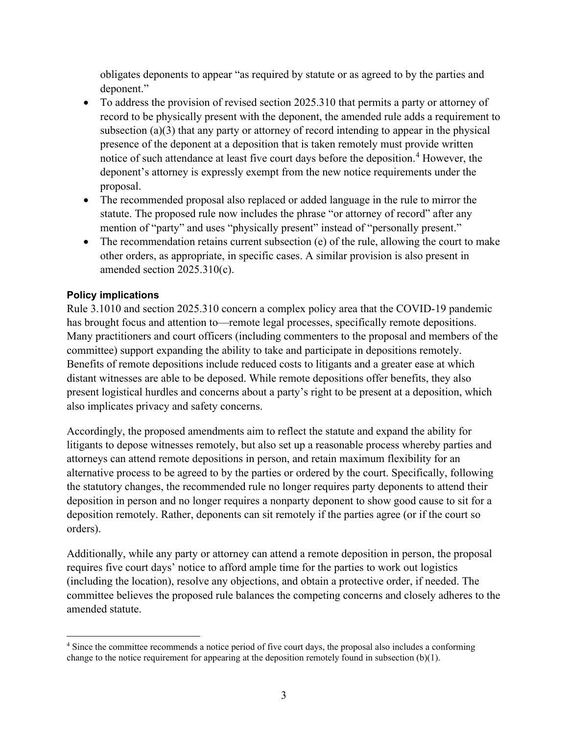obligates deponents to appear "as required by statute or as agreed to by the parties and deponent."

- To address the provision of revised section 2025.310 that permits a party or attorney of record to be physically present with the deponent, the amended rule adds a requirement to subsection (a)(3) that any party or attorney of record intending to appear in the physical presence of the deponent at a deposition that is taken remotely must provide written notice of such attendance at least five court days before the deposition.[4] However, the deponent's attorney is expressly exempt from the new notice requirements under the proposal.
- The recommended proposal also replaced or added language in the rule to mirror the statute. The proposed rule now includes the phrase "or attorney of record" after any mention of "party" and uses "physically present" instead of "personally present."
- The recommendation retains current subsection (e) of the rule, allowing the court to make other orders, as appropriate, in specific cases. A similar provision is also present in amended section 2025.310(c).

**Policy implications**

Rule 3.1010 and section 2025.310 concern a complex policy area that the COVID-19 pandemic has brought focus and attention to—remote legal processes, specifically remote depositions. Many practitioners and court officers (including commenters to the proposal and members of the committee) support expanding the ability to take and participate in depositions remotely. Benefits of remote depositions include reduced costs to litigants and a greater ease at which distant witnesses are able to be deposed. While remote depositions offer benefits, they also present logistical hurdles and concerns about a party's right to be present at a deposition, which also implicates privacy and safety concerns.

Accordingly, the proposed amendments aim to reflect the statute and expand the ability for litigants to depose witnesses remotely, but also set up a reasonable process whereby parties and attorneys can attend remote depositions in person, and retain maximum flexibility for an alternative process to be agreed to by the parties or ordered by the court. Specifically, following the statutory changes, the recommended rule no longer requires party deponents to attend their deposition in person and no longer requires a nonparty deponent to show good cause to sit for a deposition remotely. Rather, deponents can sit remotely if the parties agree (or if the court so orders).

Additionally, while any party or attorney can attend a remote deposition in person, the proposal requires five court days' notice to afford ample time for the parties to work out logistics (including the location), resolve any objections, and obtain a protective order, if needed. The committee believes the proposed rule balances the competing concerns and closely adheres to the amended statute.

---

[4] Since the committee recommends a notice period of five court days, the proposal also includes a conforming change to the notice requirement for appearing at the deposition remotely found in subsection (b)(1).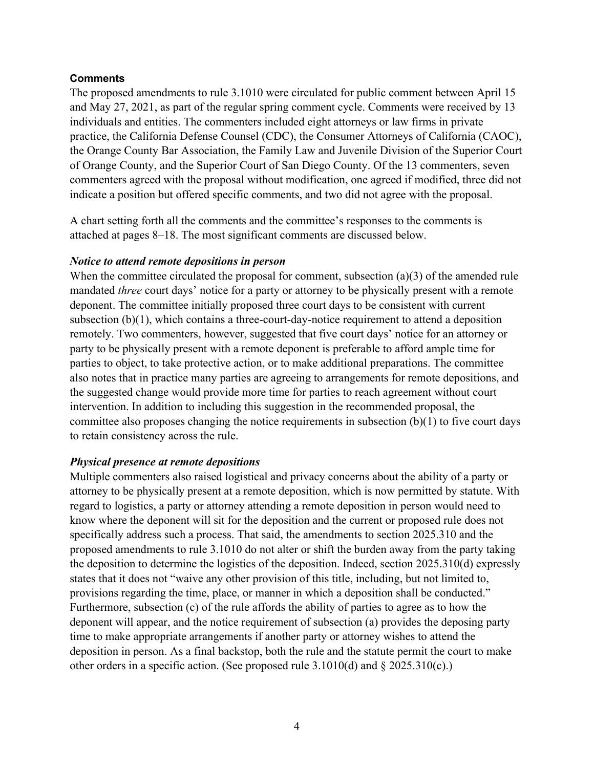**Comments**

The proposed amendments to rule 3.1010 were circulated for public comment between April 15 and May 27, 2021, as part of the regular spring comment cycle. Comments were received by 13 individuals and entities. The commenters included eight attorneys or law firms in private practice, the California Defense Counsel (CDC), the Consumer Attorneys of California (CAOC), the Orange County Bar Association, the Family Law and Juvenile Division of the Superior Court of Orange County, and the Superior Court of San Diego County. Of the 13 commenters, seven commenters agreed with the proposal without modification, one agreed if modified, three did not indicate a position but offered specific comments, and two did not agree with the proposal.

A chart setting forth all the comments and the committee's responses to the comments is attached at pages 8–18. The most significant comments are discussed below.

***Notice to attend remote depositions in person***

When the committee circulated the proposal for comment, subsection (a)(3) of the amended rule mandated *three* court days' notice for a party or attorney to be physically present with a remote deponent. The committee initially proposed three court days to be consistent with current subsection (b)(1), which contains a three-court-day-notice requirement to attend a deposition remotely. Two commenters, however, suggested that five court days' notice for an attorney or party to be physically present with a remote deponent is preferable to afford ample time for parties to object, to take protective action, or to make additional preparations. The committee also notes that in practice many parties are agreeing to arrangements for remote depositions, and the suggested change would provide more time for parties to reach agreement without court intervention. In addition to including this suggestion in the recommended proposal, the committee also proposes changing the notice requirements in subsection (b)(1) to five court days to retain consistency across the rule.

***Physical presence at remote depositions***

Multiple commenters also raised logistical and privacy concerns about the ability of a party or attorney to be physically present at a remote deposition, which is now permitted by statute. With regard to logistics, a party or attorney attending a remote deposition in person would need to know where the deponent will sit for the deposition and the current or proposed rule does not specifically address such a process. That said, the amendments to section 2025.310 and the proposed amendments to rule 3.1010 do not alter or shift the burden away from the party taking the deposition to determine the logistics of the deposition. Indeed, section 2025.310(d) expressly states that it does not "waive any other provision of this title, including, but not limited to, provisions regarding the time, place, or manner in which a deposition shall be conducted." Furthermore, subsection (c) of the rule affords the ability of parties to agree as to how the deponent will appear, and the notice requirement of subsection (a) provides the deposing party time to make appropriate arrangements if another party or attorney wishes to attend the deposition in person. As a final backstop, both the rule and the statute permit the court to make other orders in a specific action. (See proposed rule 3.1010(d) and § 2025.310(c).)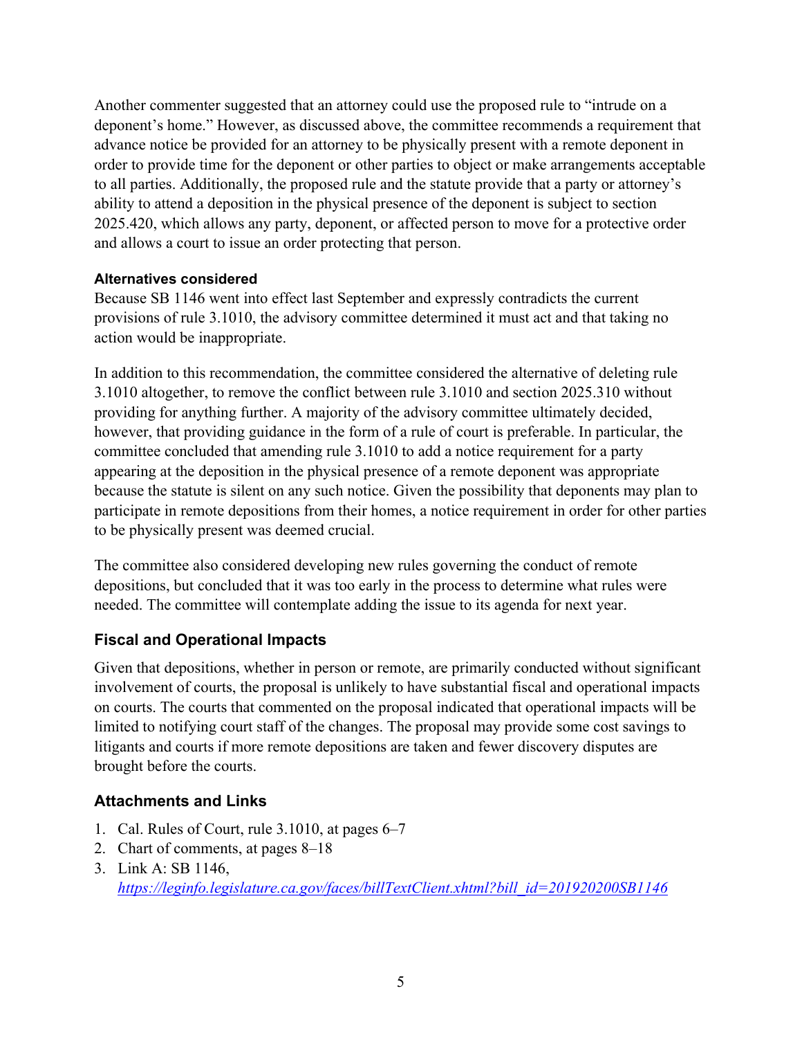Another commenter suggested that an attorney could use the proposed rule to "intrude on a deponent's home." However, as discussed above, the committee recommends a requirement that advance notice be provided for an attorney to be physically present with a remote deponent in order to provide time for the deponent or other parties to object or make arrangements acceptable to all parties. Additionally, the proposed rule and the statute provide that a party or attorney's ability to attend a deposition in the physical presence of the deponent is subject to section 2025.420, which allows any party, deponent, or affected person to move for a protective order and allows a court to issue an order protecting that person.

#### Alternatives considered

Because SB 1146 went into effect last September and expressly contradicts the current provisions of rule 3.1010, the advisory committee determined it must act and that taking no action would be inappropriate.

In addition to this recommendation, the committee considered the alternative of deleting rule 3.1010 altogether, to remove the conflict between rule 3.1010 and section 2025.310 without providing for anything further. A majority of the advisory committee ultimately decided, however, that providing guidance in the form of a rule of court is preferable. In particular, the committee concluded that amending rule 3.1010 to add a notice requirement for a party appearing at the deposition in the physical presence of a remote deponent was appropriate because the statute is silent on any such notice. Given the possibility that deponents may plan to participate in remote depositions from their homes, a notice requirement in order for other parties to be physically present was deemed crucial.

The committee also considered developing new rules governing the conduct of remote depositions, but concluded that it was too early in the process to determine what rules were needed. The committee will contemplate adding the issue to its agenda for next year.

### Fiscal and Operational Impacts

Given that depositions, whether in person or remote, are primarily conducted without significant involvement of courts, the proposal is unlikely to have substantial fiscal and operational impacts on courts. The courts that commented on the proposal indicated that operational impacts will be limited to notifying court staff of the changes. The proposal may provide some cost savings to litigants and courts if more remote depositions are taken and fewer discovery disputes are brought before the courts.

### Attachments and Links

1. Cal. Rules of Court, rule 3.1010, at pages 6–7
2. Chart of comments, at pages 8–18
3. Link A: SB 1146, *https://leginfo.legislature.ca.gov/faces/billTextClient.xhtml?bill_id=201920200SB1146*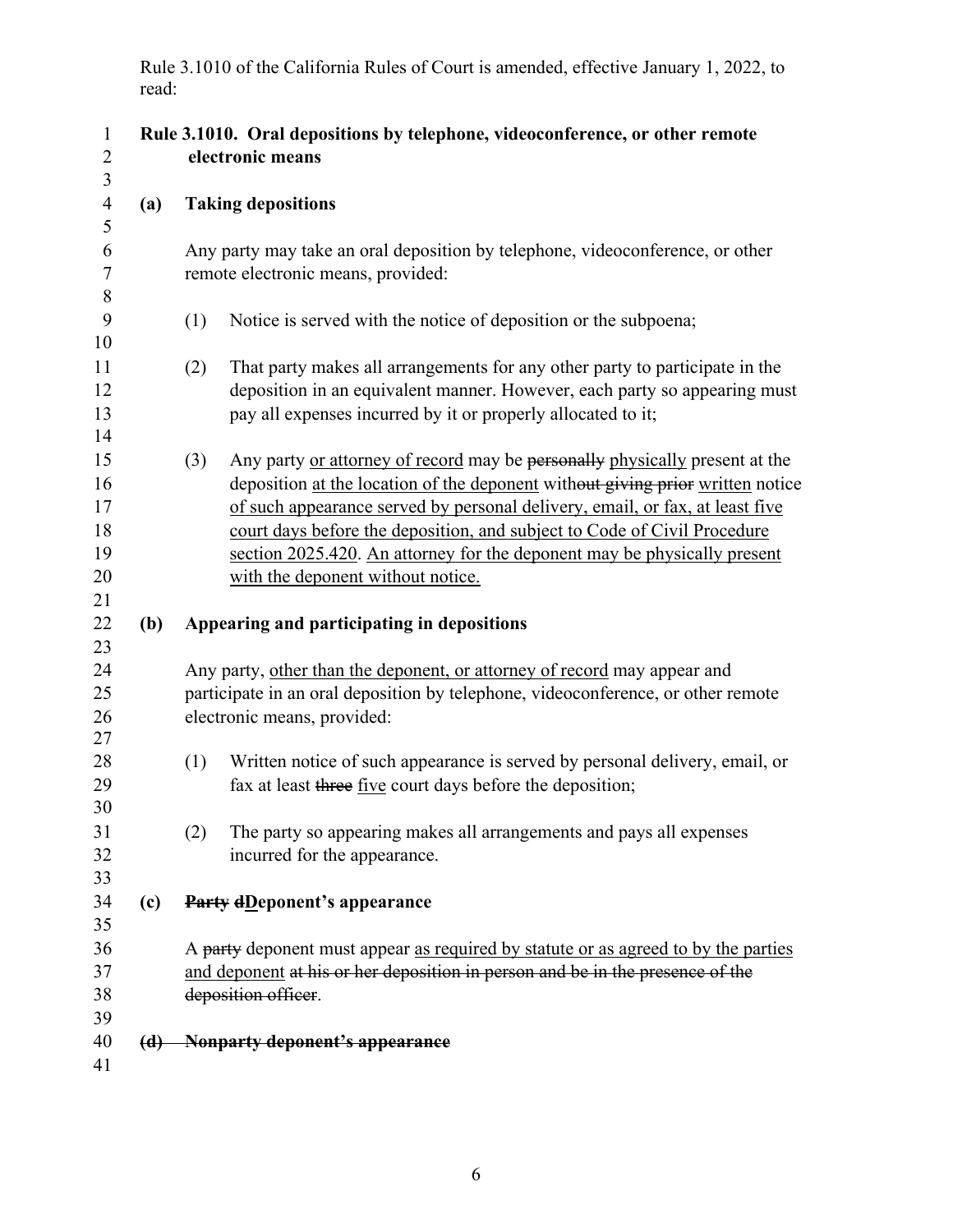Rule 3.1010 of the California Rules of Court is amended, effective January 1, 2022, to read:

**Rule 3.1010. Oral depositions by telephone, videoconference, or other remote electronic means**

**(a) Taking depositions**

Any party may take an oral deposition by telephone, videoconference, or other remote electronic means, provided:

(1) Notice is served with the notice of deposition or the subpoena;

(2) That party makes all arrangements for any other party to participate in the deposition in an equivalent manner. However, each party so appearing must pay all expenses incurred by it or properly allocated to it;

(3) Any party <u>or attorney of record</u> may be ~~personally~~ <u>physically</u> present at the deposition <u>at the location of the deponent</u> with~~out giving prior~~ <u>written</u> notice <u>of such appearance served by personal delivery, email, or fax, at least five court days before the deposition, and subject to Code of Civil Procedure section 2025.420</u>. <u>An attorney for the deponent may be physically present with the deponent without notice.</u>

**(b) Appearing and participating in depositions**

Any party, <u>other than the deponent, or attorney of record</u> may appear and participate in an oral deposition by telephone, videoconference, or other remote electronic means, provided:

(1) Written notice of such appearance is served by personal delivery, email, or fax at least ~~three~~ <u>five</u> court days before the deposition;

(2) The party so appearing makes all arrangements and pays all expenses incurred for the appearance.

**(c) ~~Party d~~<u>D</u>eponent's appearance**

A ~~party~~ deponent must appear <u>as required by statute or as agreed to by the parties and deponent</u> ~~at his or her deposition in person and be in the presence of the deposition officer~~.

**~~(d) Nonparty deponent's appearance~~**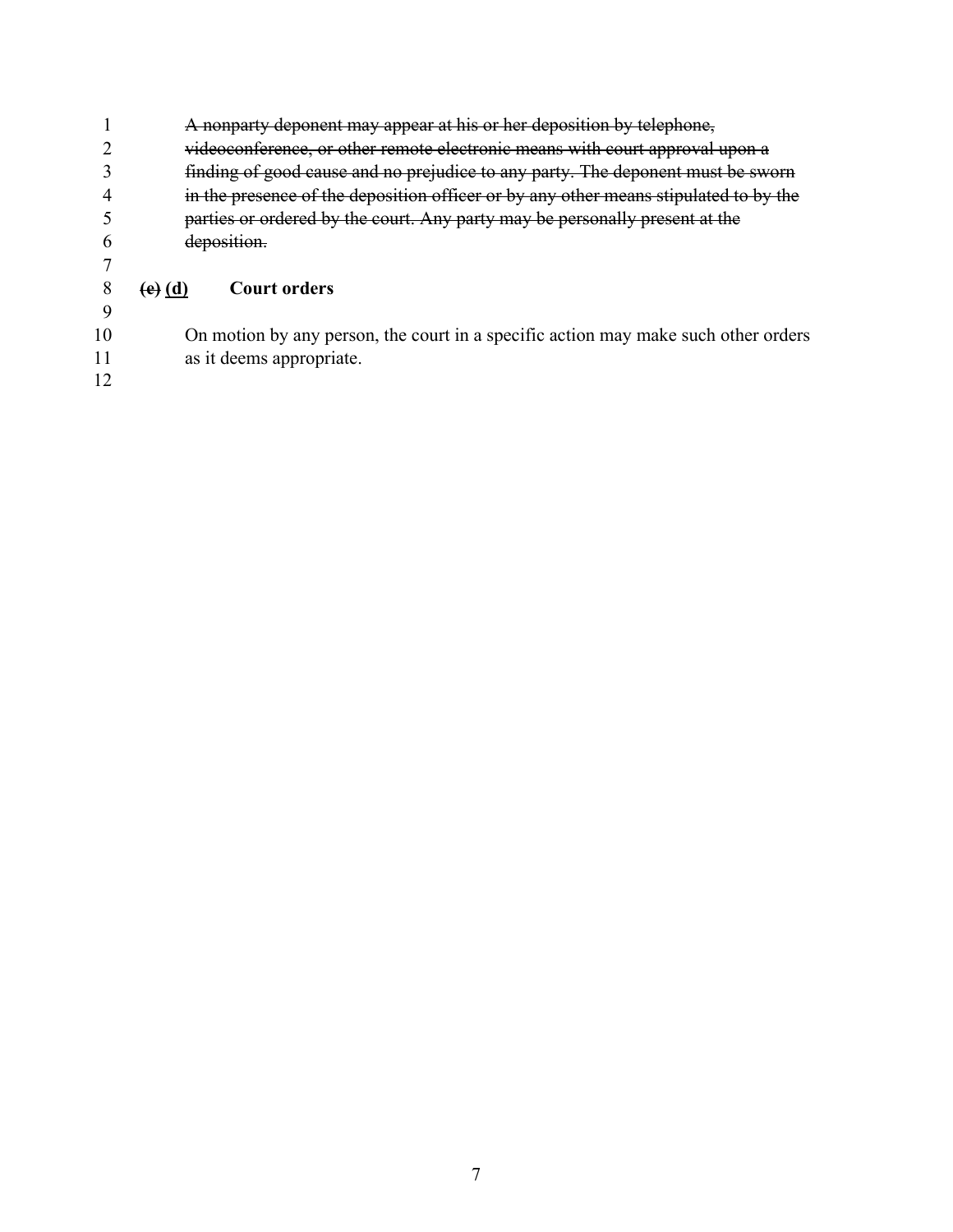~~A nonparty deponent may appear at his or her deposition by telephone, videoconference, or other remote electronic means with court approval upon a finding of good cause and no prejudice to any party. The deponent must be sworn in the presence of the deposition officer or by any other means stipulated to by the parties or ordered by the court. Any party may be personally present at the deposition.~~

**~~(e)~~ <u>(d)</u> Court orders**

On motion by any person, the court in a specific action may make such other orders as it deems appropriate.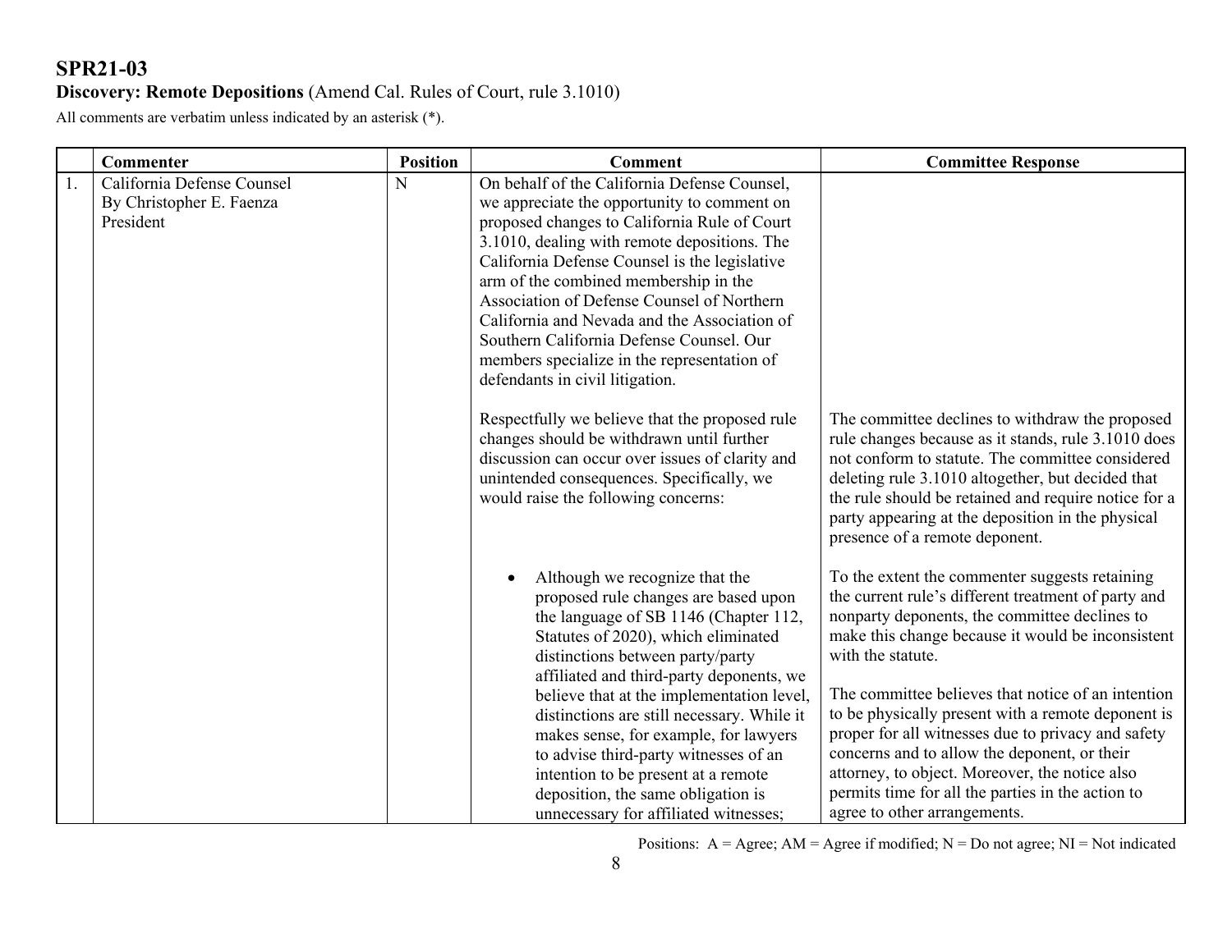# SPR21-03

**Discovery: Remote Depositions** (Amend Cal. Rules of Court, rule 3.1010)

All comments are verbatim unless indicated by an asterisk (*).

| | Commenter | Position | Comment | Committee Response |
|---|---|---|---|---|
| 1. | California Defense Counsel<br>By Christopher E. Faenza<br>President | N | On behalf of the California Defense Counsel, we appreciate the opportunity to comment on proposed changes to California Rule of Court 3.1010, dealing with remote depositions. The California Defense Counsel is the legislative arm of the combined membership in the Association of Defense Counsel of Northern California and Nevada and the Association of Southern California Defense Counsel. Our members specialize in the representation of defendants in civil litigation. | |
| | | | Respectfully we believe that the proposed rule changes should be withdrawn until further discussion can occur over issues of clarity and unintended consequences. Specifically, we would raise the following concerns: | The committee declines to withdraw the proposed rule changes because as it stands, rule 3.1010 does not conform to statute. The committee considered deleting rule 3.1010 altogether, but decided that the rule should be retained and require notice for a party appearing at the deposition in the physical presence of a remote deponent. |
| | | | • Although we recognize that the proposed rule changes are based upon the language of SB 1146 (Chapter 112, Statutes of 2020), which eliminated distinctions between party/party affiliated and third-party deponents, we believe that at the implementation level, distinctions are still necessary. While it makes sense, for example, for lawyers to advise third-party witnesses of an intention to be present at a remote deposition, the same obligation is unnecessary for affiliated witnesses; | To the extent the commenter suggests retaining the current rule's different treatment of party and nonparty deponents, the committee declines to make this change because it would be inconsistent with the statute.<br><br>The committee believes that notice of an intention to be physically present with a remote deponent is proper for all witnesses due to privacy and safety concerns and to allow the deponent, or their attorney, to object. Moreover, the notice also permits time for all the parties in the action to agree to other arrangements. |

Positions: A = Agree; AM = Agree if modified; N = Do not agree; NI = Not indicated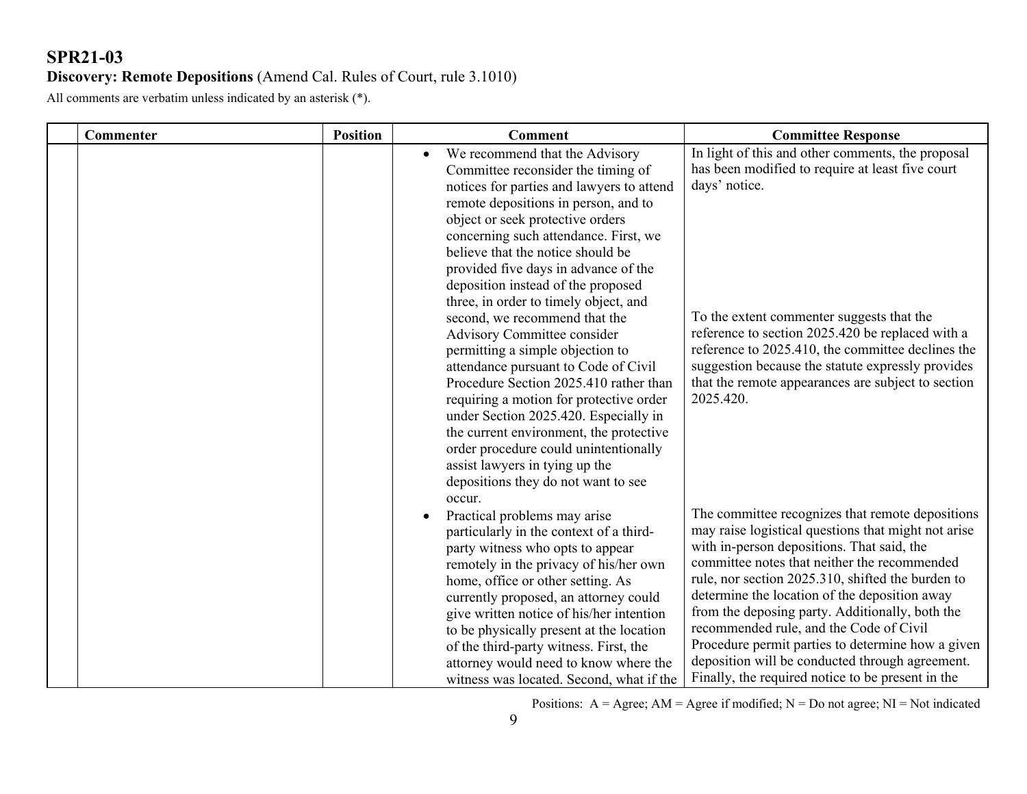## SPR21-03

**Discovery: Remote Depositions** (Amend Cal. Rules of Court, rule 3.1010)

All comments are verbatim unless indicated by an asterisk (*).

| | Commenter | Position | Comment | Committee Response |
|---|---|---|---|---|
| | | | • We recommend that the Advisory Committee reconsider the timing of notices for parties and lawyers to attend remote depositions in person, and to object or seek protective orders concerning such attendance. First, we believe that the notice should be provided five days in advance of the deposition instead of the proposed three, in order to timely object, and second, we recommend that the Advisory Committee consider permitting a simple objection to attendance pursuant to Code of Civil Procedure Section 2025.410 rather than requiring a motion for protective order under Section 2025.420. Especially in the current environment, the protective order procedure could unintentionally assist lawyers in tying up the depositions they do not want to see occur. | In light of this and other comments, the proposal has been modified to require at least five court days' notice.<br><br>To the extent commenter suggests that the reference to section 2025.420 be replaced with a reference to 2025.410, the committee declines the suggestion because the statute expressly provides that the remote appearances are subject to section 2025.420. |
| | | | • Practical problems may arise particularly in the context of a third-party witness who opts to appear remotely in the privacy of his/her own home, office or other setting. As currently proposed, an attorney could give written notice of his/her intention to be physically present at the location of the third-party witness. First, the attorney would need to know where the witness was located. Second, what if the | The committee recognizes that remote depositions may raise logistical questions that might not arise with in-person depositions. That said, the committee notes that neither the recommended rule, nor section 2025.310, shifted the burden to determine the location of the deposition away from the deposing party. Additionally, both the recommended rule, and the Code of Civil Procedure permit parties to determine how a given deposition will be conducted through agreement. Finally, the required notice to be present in the |

Positions: A = Agree; AM = Agree if modified; N = Do not agree; NI = Not indicated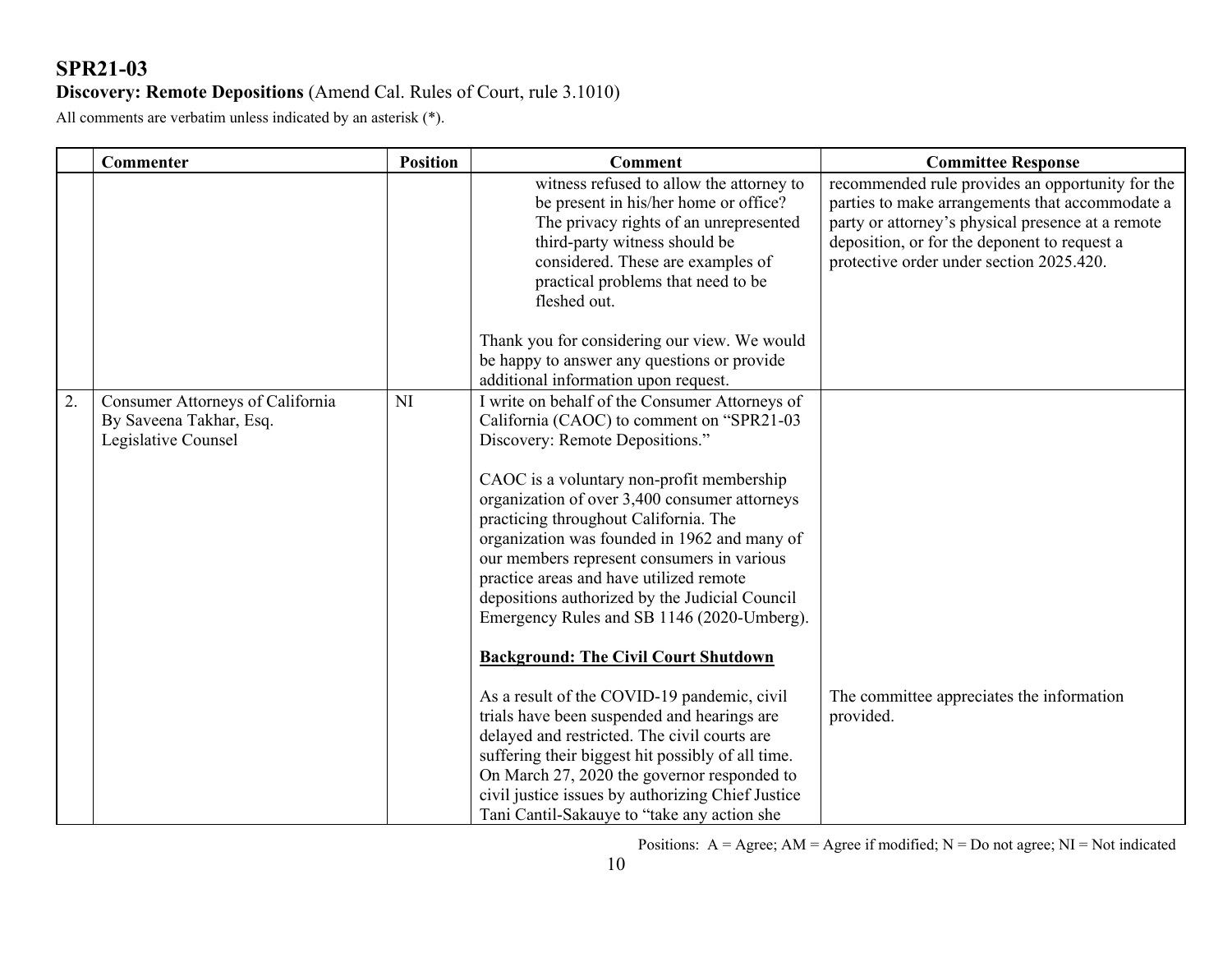# SPR21-03

**Discovery: Remote Depositions** (Amend Cal. Rules of Court, rule 3.1010)

All comments are verbatim unless indicated by an asterisk (*).

| | Commenter | Position | Comment | Committee Response |
|---|---|---|---|---|
| | | | witness refused to allow the attorney to be present in his/her home or office? The privacy rights of an unrepresented third-party witness should be considered. These are examples of practical problems that need to be fleshed out.<br><br>Thank you for considering our view. We would be happy to answer any questions or provide additional information upon request. | recommended rule provides an opportunity for the parties to make arrangements that accommodate a party or attorney's physical presence at a remote deposition, or for the deponent to request a protective order under section 2025.420. |
| 2. | Consumer Attorneys of California<br>By Saveena Takhar, Esq.<br>Legislative Counsel | NI | I write on behalf of the Consumer Attorneys of California (CAOC) to comment on "SPR21-03 Discovery: Remote Depositions."<br><br>CAOC is a voluntary non-profit membership organization of over 3,400 consumer attorneys practicing throughout California. The organization was founded in 1962 and many of our members represent consumers in various practice areas and have utilized remote depositions authorized by the Judicial Council Emergency Rules and SB 1146 (2020-Umberg).<br><br>**<u>Background: The Civil Court Shutdown</u>**<br><br>As a result of the COVID-19 pandemic, civil trials have been suspended and hearings are delayed and restricted. The civil courts are suffering their biggest hit possibly of all time. On March 27, 2020 the governor responded to civil justice issues by authorizing Chief Justice Tani Cantil-Sakauye to "take any action she | The committee appreciates the information provided. |

Positions: A = Agree; AM = Agree if modified; N = Do not agree; NI = Not indicated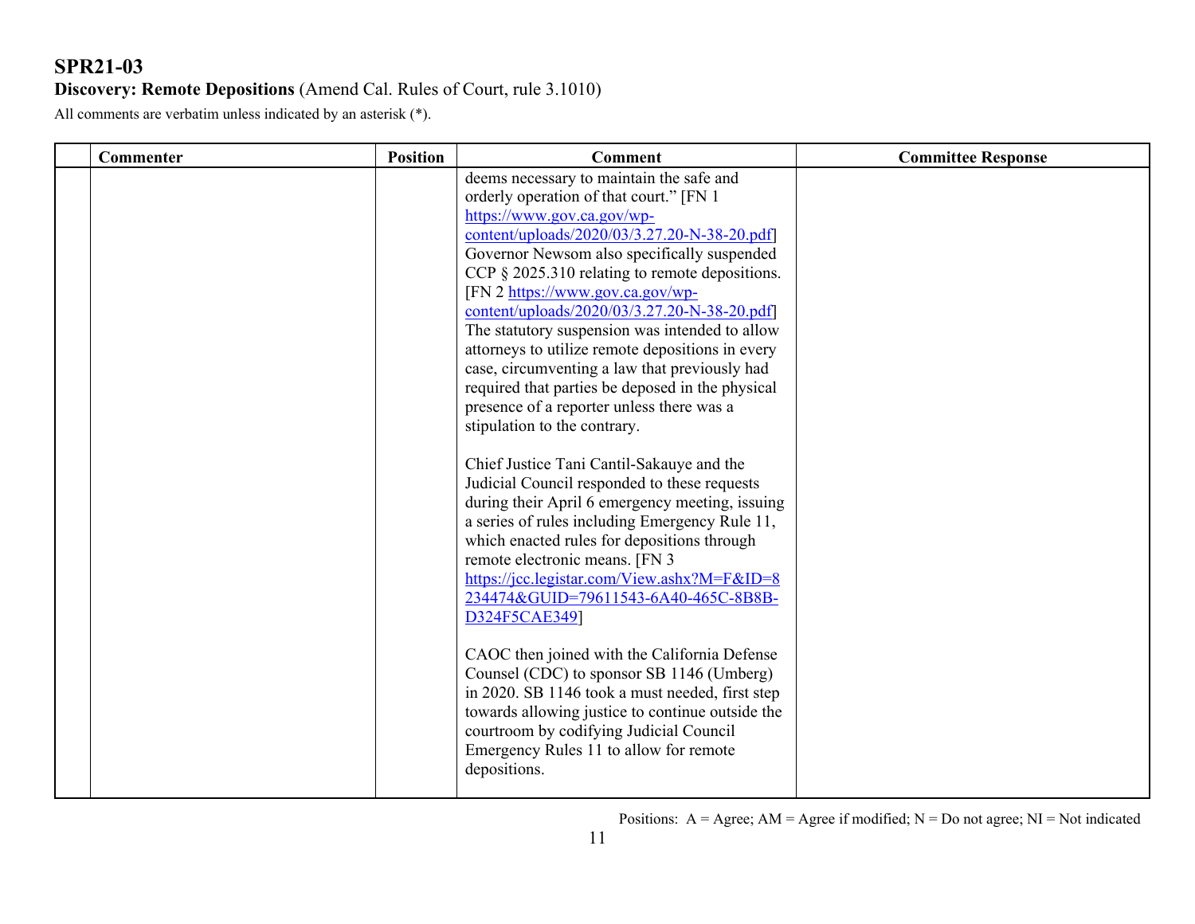# SPR21-03

**Discovery: Remote Depositions** (Amend Cal. Rules of Court, rule 3.1010)

All comments are verbatim unless indicated by an asterisk (*).

| | Commenter | Position | Comment | Committee Response |
|---|---|---|---|---|
| | | | deems necessary to maintain the safe and orderly operation of that court." [FN 1 https://www.gov.ca.gov/wp-content/uploads/2020/03/3.27.20-N-38-20.pdf] Governor Newsom also specifically suspended CCP § 2025.310 relating to remote depositions. [FN 2 https://www.gov.ca.gov/wp-content/uploads/2020/03/3.27.20-N-38-20.pdf] The statutory suspension was intended to allow attorneys to utilize remote depositions in every case, circumventing a law that previously had required that parties be deposed in the physical presence of a reporter unless there was a stipulation to the contrary.<br><br>Chief Justice Tani Cantil-Sakauye and the Judicial Council responded to these requests during their April 6 emergency meeting, issuing a series of rules including Emergency Rule 11, which enacted rules for depositions through remote electronic means. [FN 3 https://jcc.legistar.com/View.ashx?M=F&ID=8234474&GUID=79611543-6A40-465C-8B8B-D324F5CAE349]<br><br>CAOC then joined with the California Defense Counsel (CDC) to sponsor SB 1146 (Umberg) in 2020. SB 1146 took a must needed, first step towards allowing justice to continue outside the courtroom by codifying Judicial Council Emergency Rules 11 to allow for remote depositions. | |

Positions: A = Agree; AM = Agree if modified; N = Do not agree; NI = Not indicated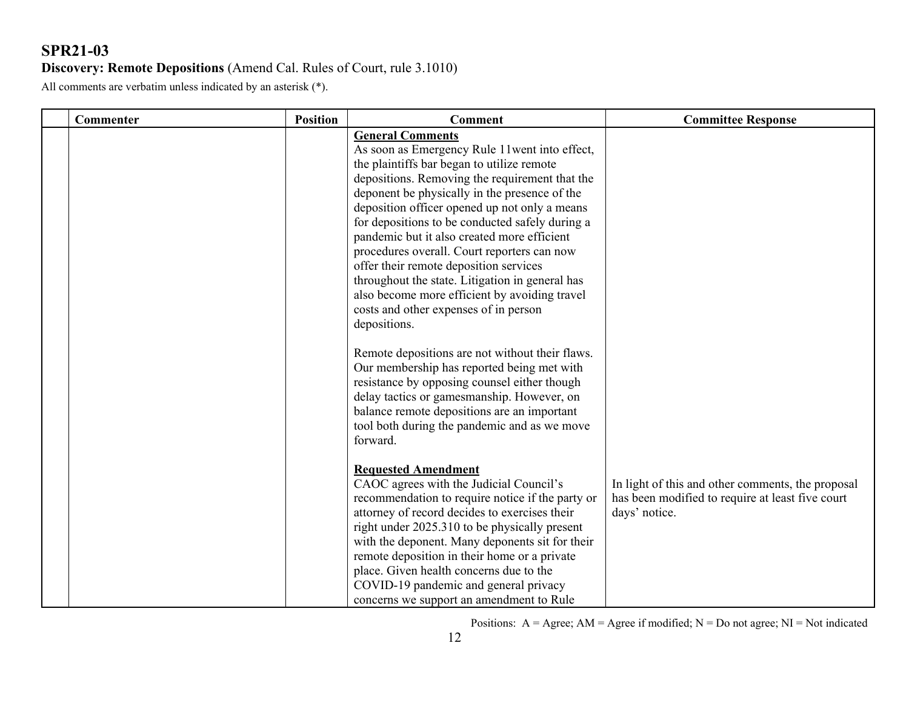## SPR21-03

**Discovery: Remote Depositions** (Amend Cal. Rules of Court, rule 3.1010)

All comments are verbatim unless indicated by an asterisk (*).

| | Commenter | Position | Comment | Committee Response |
|---|---|---|---|---|
| | | | **General Comments**<br>As soon as Emergency Rule 11went into effect, the plaintiffs bar began to utilize remote depositions. Removing the requirement that the deponent be physically in the presence of the deposition officer opened up not only a means for depositions to be conducted safely during a pandemic but it also created more efficient procedures overall. Court reporters can now offer their remote deposition services throughout the state. Litigation in general has also become more efficient by avoiding travel costs and other expenses of in person depositions.<br><br>Remote depositions are not without their flaws. Our membership has reported being met with resistance by opposing counsel either though delay tactics or gamesmanship. However, on balance remote depositions are an important tool both during the pandemic and as we move forward.<br><br>**Requested Amendment**<br>CAOC agrees with the Judicial Council's recommendation to require notice if the party or attorney of record decides to exercises their right under 2025.310 to be physically present with the deponent. Many deponents sit for their remote deposition in their home or a private place. Given health concerns due to the COVID-19 pandemic and general privacy concerns we support an amendment to Rule | In light of this and other comments, the proposal has been modified to require at least five court days' notice. |

Positions: A = Agree; AM = Agree if modified; N = Do not agree; NI = Not indicated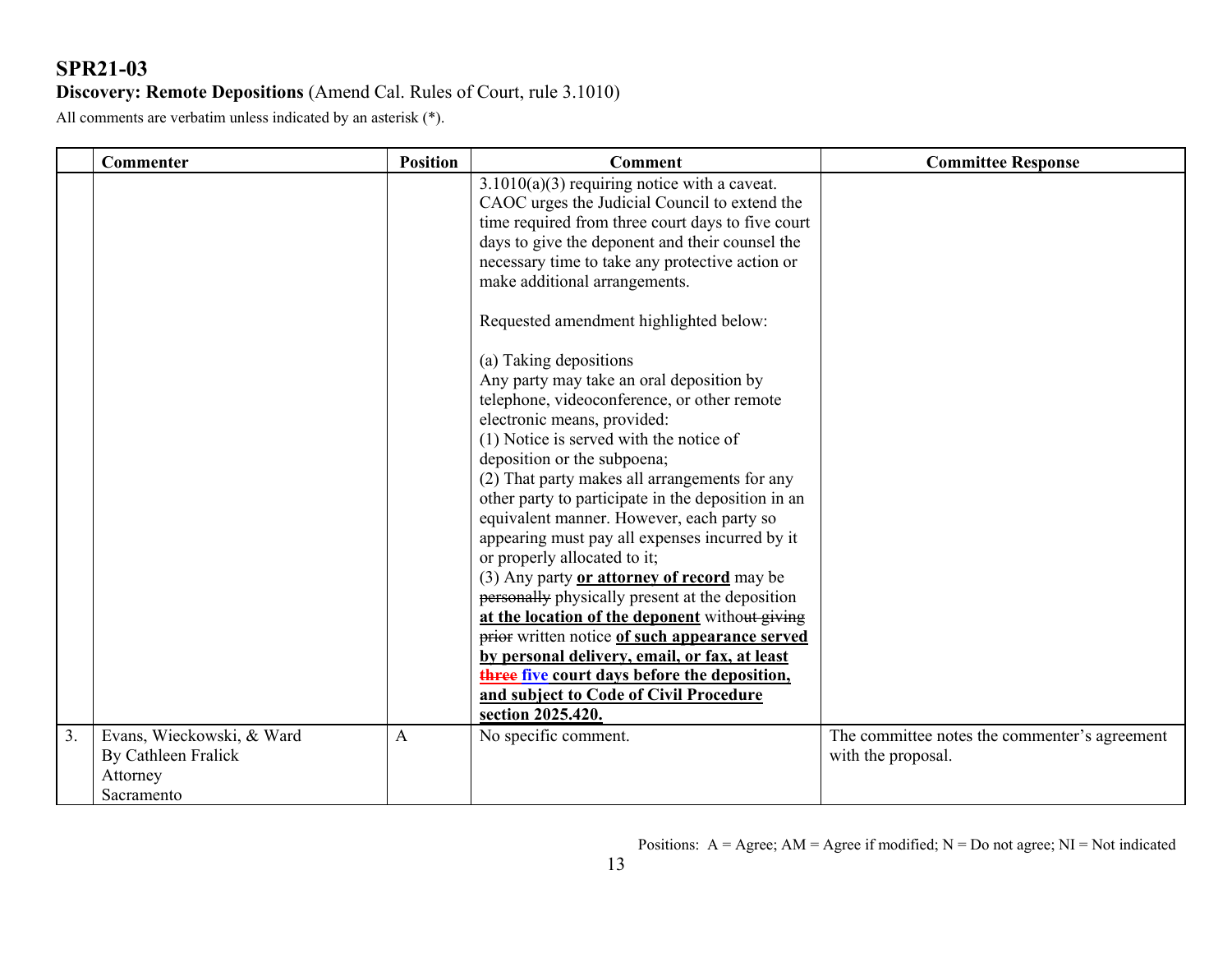# SPR21-03

**Discovery: Remote Depositions** (Amend Cal. Rules of Court, rule 3.1010)

All comments are verbatim unless indicated by an asterisk (*).

| | Commenter | Position | Comment | Committee Response |
|---|---|---|---|---|
| | | | 3.1010(a)(3) requiring notice with a caveat. CAOC urges the Judicial Council to extend the time required from three court days to five court days to give the deponent and their counsel the necessary time to take any protective action or make additional arrangements.<br><br>Requested amendment highlighted below:<br><br>(a) Taking depositions<br>Any party may take an oral deposition by telephone, videoconference, or other remote electronic means, provided:<br>(1) Notice is served with the notice of deposition or the subpoena;<br>(2) That party makes all arrangements for any other party to participate in the deposition in an equivalent manner. However, each party so appearing must pay all expenses incurred by it or properly allocated to it;<br>(3) Any party **<u>or attorney of record</u>** may be ~~personally~~ physically present at the deposition **<u>at the location of the deponent</u>** with~~out giving prior~~ written notice **<u>of such appearance served by personal delivery, email, or fax, at least</u>** ~~three~~ **<u>five</u>** **<u>court days before the deposition, and subject to Code of Civil Procedure section 2025.420.</u>** | |
| 3. | Evans, Wieckowski, & Ward<br>By Cathleen Fralick<br>Attorney<br>Sacramento | A | No specific comment. | The committee notes the commenter's agreement with the proposal. |

Positions: A = Agree; AM = Agree if modified; N = Do not agree; NI = Not indicated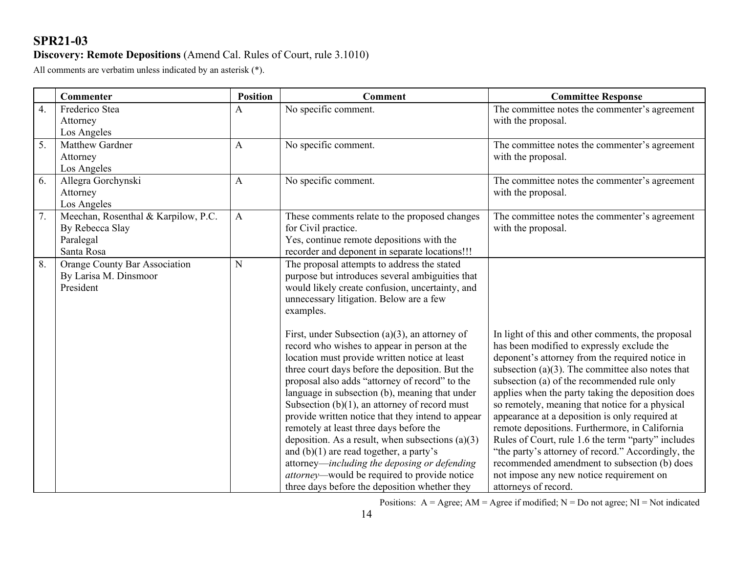# SPR21-03

**Discovery: Remote Depositions** (Amend Cal. Rules of Court, rule 3.1010)

All comments are verbatim unless indicated by an asterisk (*).

| | Commenter | Position | Comment | Committee Response |
|---|---|---|---|---|
| 4. | Frederico Stea<br>Attorney<br>Los Angeles | A | No specific comment. | The committee notes the commenter's agreement with the proposal. |
| 5. | Matthew Gardner<br>Attorney<br>Los Angeles | A | No specific comment. | The committee notes the commenter's agreement with the proposal. |
| 6. | Allegra Gorchynski<br>Attorney<br>Los Angeles | A | No specific comment. | The committee notes the commenter's agreement with the proposal. |
| 7. | Meechan, Rosenthal & Karpilow, P.C.<br>By Rebecca Slay<br>Paralegal<br>Santa Rosa | A | These comments relate to the proposed changes for Civil practice.<br>Yes, continue remote depositions with the recorder and deponent in separate locations!!! | The committee notes the commenter's agreement with the proposal. |
| 8. | Orange County Bar Association<br>By Larisa M. Dinsmoor<br>President | N | The proposal attempts to address the stated purpose but introduces several ambiguities that would likely create confusion, uncertainty, and unnecessary litigation. Below are a few examples.<br><br>First, under Subsection (a)(3), an attorney of record who wishes to appear in person at the location must provide written notice at least three court days before the deposition. But the proposal also adds "attorney of record" to the language in subsection (b), meaning that under Subsection (b)(1), an attorney of record must provide written notice that they intend to appear remotely at least three days before the deposition. As a result, when subsections (a)(3) and (b)(1) are read together, a party's attorney—*including the deposing or defending attorney*—would be required to provide notice three days before the deposition whether they | In light of this and other comments, the proposal has been modified to expressly exclude the deponent's attorney from the required notice in subsection (a)(3). The committee also notes that subsection (a) of the recommended rule only applies when the party taking the deposition does so remotely, meaning that notice for a physical appearance at a deposition is only required at remote depositions. Furthermore, in California Rules of Court, rule 1.6 the term "party" includes "the party's attorney of record." Accordingly, the recommended amendment to subsection (b) does not impose any new notice requirement on attorneys of record. |

Positions: A = Agree; AM = Agree if modified; N = Do not agree; NI = Not indicated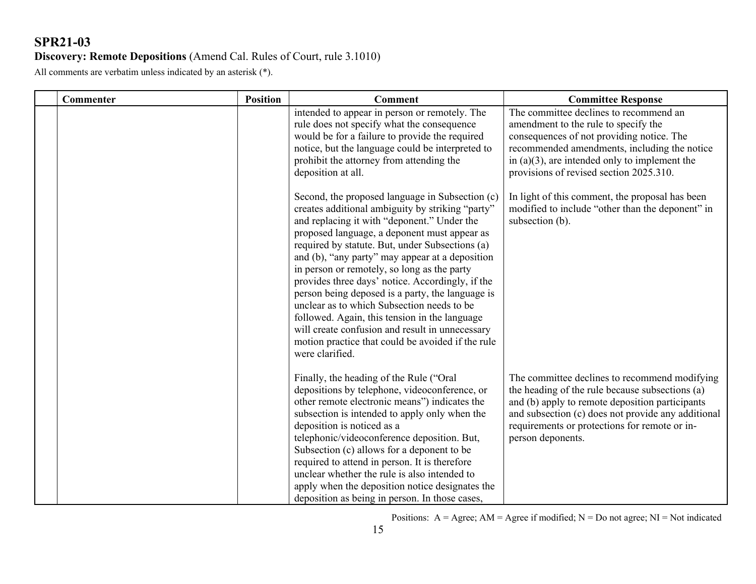# SPR21-03

**Discovery: Remote Depositions** (Amend Cal. Rules of Court, rule 3.1010)

All comments are verbatim unless indicated by an asterisk (*).

| | Commenter | Position | Comment | Committee Response |
|---|---|---|---|---|
| | | | intended to appear in person or remotely. The rule does not specify what the consequence would be for a failure to provide the required notice, but the language could be interpreted to prohibit the attorney from attending the deposition at all. | The committee declines to recommend an amendment to the rule to specify the consequences of not providing notice. The recommended amendments, including the notice in (a)(3), are intended only to implement the provisions of revised section 2025.310. |
| | | | Second, the proposed language in Subsection (c) creates additional ambiguity by striking "party" and replacing it with "deponent." Under the proposed language, a deponent must appear as required by statute. But, under Subsections (a) and (b), "any party" may appear at a deposition in person or remotely, so long as the party provides three days' notice. Accordingly, if the person being deposed is a party, the language is unclear as to which Subsection needs to be followed. Again, this tension in the language will create confusion and result in unnecessary motion practice that could be avoided if the rule were clarified. | In light of this comment, the proposal has been modified to include "other than the deponent" in subsection (b). |
| | | | Finally, the heading of the Rule ("Oral depositions by telephone, videoconference, or other remote electronic means") indicates the subsection is intended to apply only when the deposition is noticed as a telephonic/videoconference deposition. But, Subsection (c) allows for a deponent to be required to attend in person. It is therefore unclear whether the rule is also intended to apply when the deposition notice designates the deposition as being in person. In those cases, | The committee declines to recommend modifying the heading of the rule because subsections (a) and (b) apply to remote deposition participants and subsection (c) does not provide any additional requirements or protections for remote or in-person deponents. |

Positions: A = Agree; AM = Agree if modified; N = Do not agree; NI = Not indicated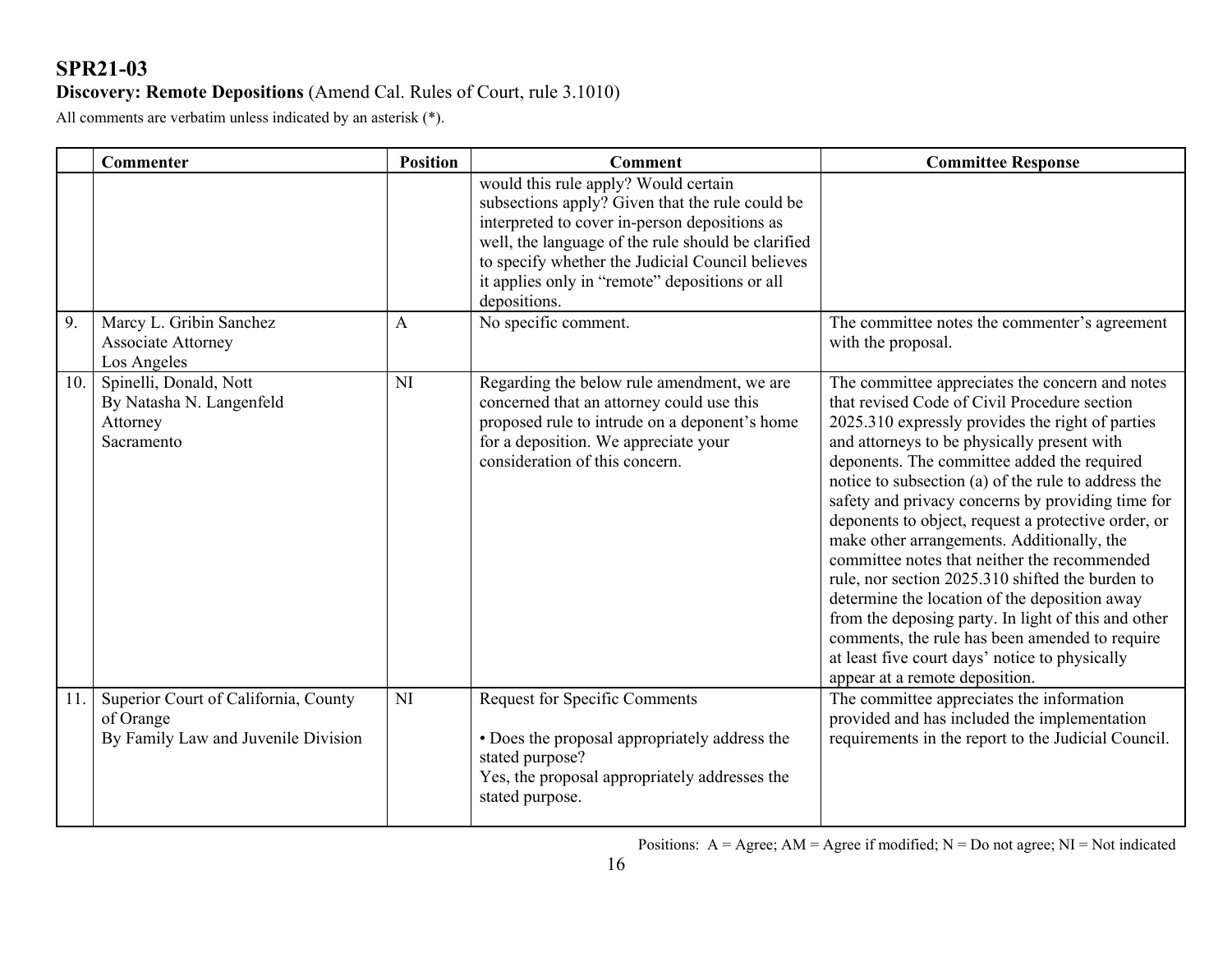## SPR21-03

**Discovery: Remote Depositions** (Amend Cal. Rules of Court, rule 3.1010)

All comments are verbatim unless indicated by an asterisk (*).

| | Commenter | Position | Comment | Committee Response |
|---|---|---|---|---|
| | | | would this rule apply? Would certain subsections apply? Given that the rule could be interpreted to cover in-person depositions as well, the language of the rule should be clarified to specify whether the Judicial Council believes it applies only in "remote" depositions or all depositions. | |
| 9. | Marcy L. Gribin Sanchez<br>Associate Attorney<br>Los Angeles | A | No specific comment. | The committee notes the commenter's agreement with the proposal. |
| 10. | Spinelli, Donald, Nott<br>By Natasha N. Langenfeld<br>Attorney<br>Sacramento | NI | Regarding the below rule amendment, we are concerned that an attorney could use this proposed rule to intrude on a deponent's home for a deposition. We appreciate your consideration of this concern. | The committee appreciates the concern and notes that revised Code of Civil Procedure section 2025.310 expressly provides the right of parties and attorneys to be physically present with deponents. The committee added the required notice to subsection (a) of the rule to address the safety and privacy concerns by providing time for deponents to object, request a protective order, or make other arrangements. Additionally, the committee notes that neither the recommended rule, nor section 2025.310 shifted the burden to determine the location of the deposition away from the deposing party. In light of this and other comments, the rule has been amended to require at least five court days' notice to physically appear at a remote deposition. |
| 11. | Superior Court of California, County of Orange<br>By Family Law and Juvenile Division | NI | Request for Specific Comments<br><br>• Does the proposal appropriately address the stated purpose?<br>Yes, the proposal appropriately addresses the stated purpose. | The committee appreciates the information provided and has included the implementation requirements in the report to the Judicial Council. |

Positions: A = Agree; AM = Agree if modified; N = Do not agree; NI = Not indicated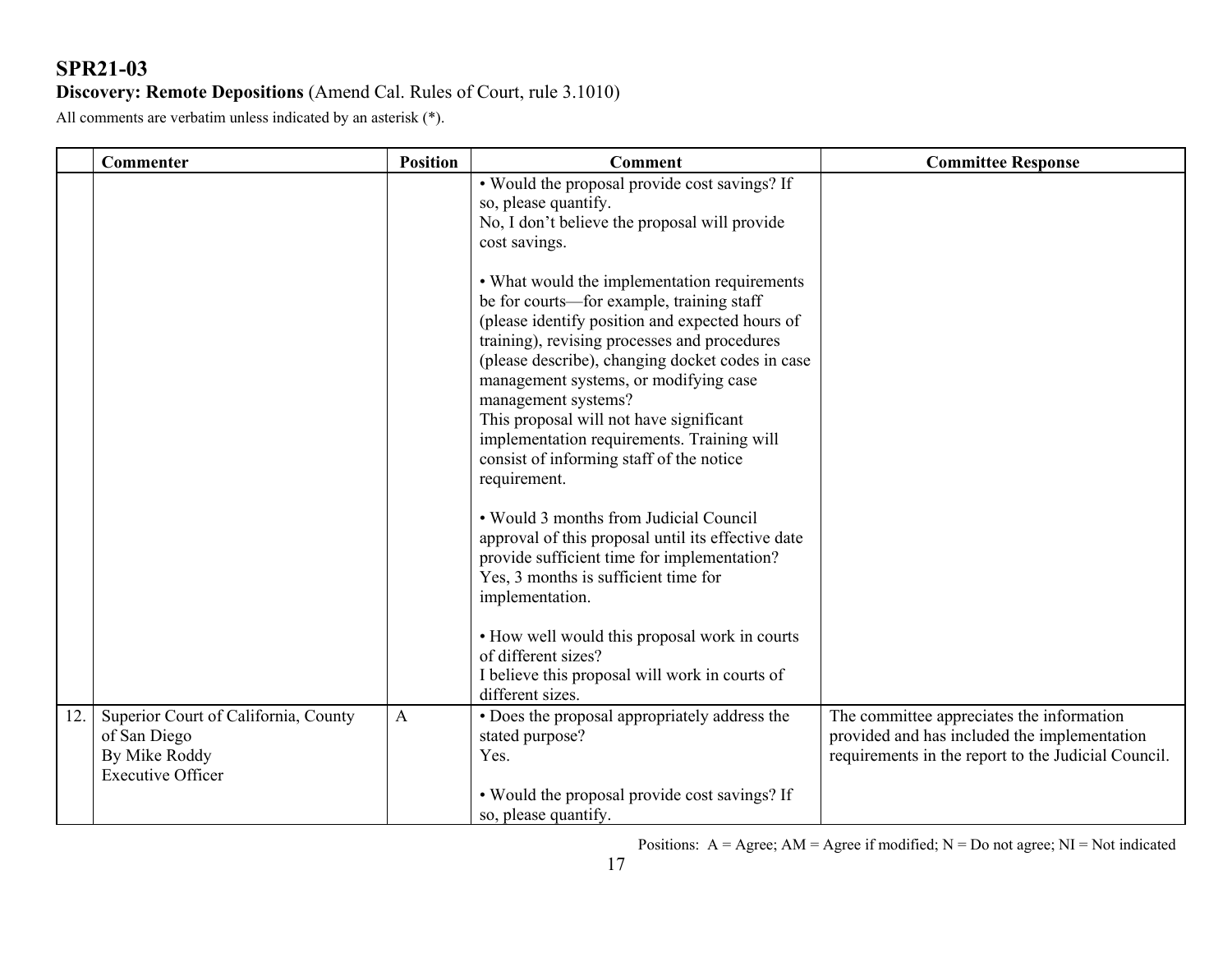## SPR21-03

**Discovery: Remote Depositions** (Amend Cal. Rules of Court, rule 3.1010)

All comments are verbatim unless indicated by an asterisk (*).

| | Commenter | Position | Comment | Committee Response |
|---|---|---|---|---|
| | | | • Would the proposal provide cost savings? If so, please quantify.<br>No, I don't believe the proposal will provide cost savings.<br><br>• What would the implementation requirements be for courts—for example, training staff (please identify position and expected hours of training), revising processes and procedures (please describe), changing docket codes in case management systems, or modifying case management systems?<br>This proposal will not have significant implementation requirements. Training will consist of informing staff of the notice requirement.<br><br>• Would 3 months from Judicial Council approval of this proposal until its effective date provide sufficient time for implementation?<br>Yes, 3 months is sufficient time for implementation.<br><br>• How well would this proposal work in courts of different sizes?<br>I believe this proposal will work in courts of different sizes. | |
| 12. | Superior Court of California, County of San Diego<br>By Mike Roddy<br>Executive Officer | A | • Does the proposal appropriately address the stated purpose?<br>Yes.<br><br>• Would the proposal provide cost savings? If so, please quantify. | The committee appreciates the information provided and has included the implementation requirements in the report to the Judicial Council. |

Positions: A = Agree; AM = Agree if modified; N = Do not agree; NI = Not indicated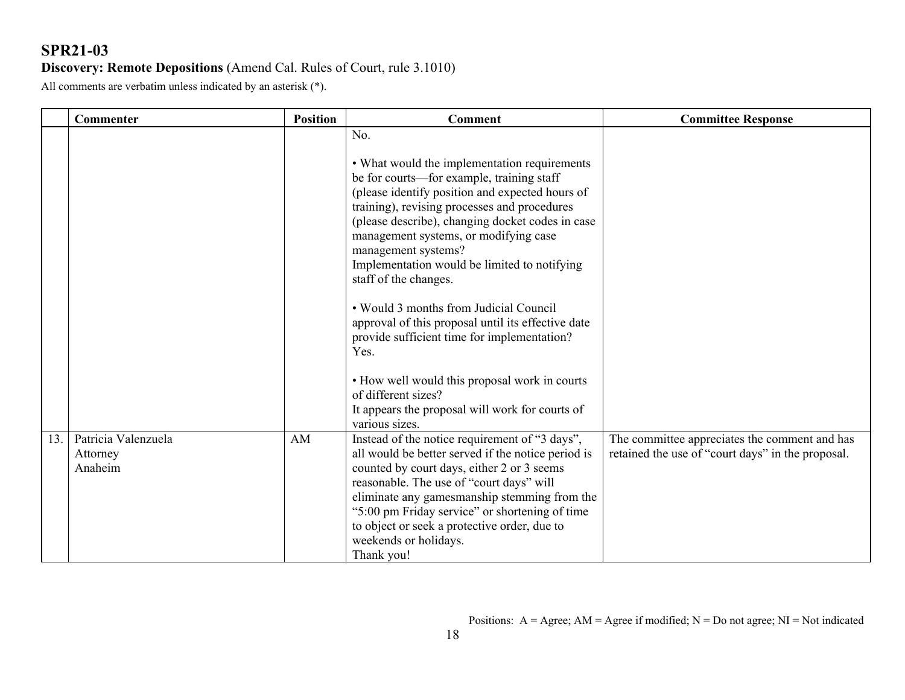**SPR21-03**

**Discovery: Remote Depositions** (Amend Cal. Rules of Court, rule 3.1010)

All comments are verbatim unless indicated by an asterisk (*).

| | Commenter | Position | Comment | Committee Response |
|---|---|---|---|---|
| | | | No.<br><br>• What would the implementation requirements be for courts—for example, training staff (please identify position and expected hours of training), revising processes and procedures (please describe), changing docket codes in case management systems, or modifying case management systems?<br>Implementation would be limited to notifying staff of the changes.<br><br>• Would 3 months from Judicial Council approval of this proposal until its effective date provide sufficient time for implementation?<br>Yes.<br><br>• How well would this proposal work in courts of different sizes?<br>It appears the proposal will work for courts of various sizes. | |
| 13. | Patricia Valenzuela<br>Attorney<br>Anaheim | AM | Instead of the notice requirement of "3 days", all would be better served if the notice period is counted by court days, either 2 or 3 seems reasonable. The use of "court days" will eliminate any gamesmanship stemming from the "5:00 pm Friday service" or shortening of time to object or seek a protective order, due to weekends or holidays.<br>Thank you! | The committee appreciates the comment and has retained the use of "court days" in the proposal. |

Positions: A = Agree; AM = Agree if modified; N = Do not agree; NI = Not indicated